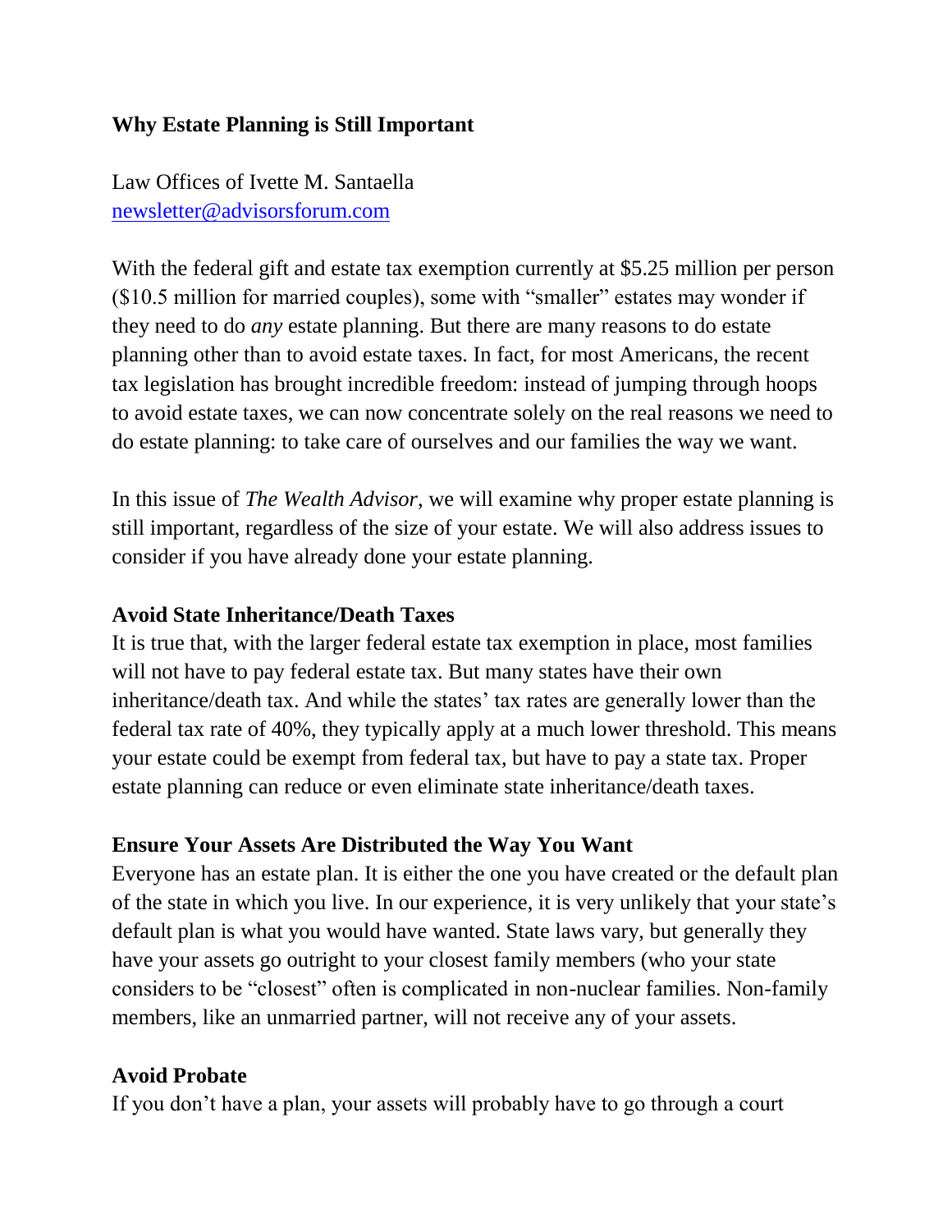# Why Estate Planning is Still Important

Law Offices of Ivette M. Santaella
newsletter@advisorsforum.com

With the federal gift and estate tax exemption currently at $5.25 million per person ($10.5 million for married couples), some with "smaller" estates may wonder if they need to do *any* estate planning. But there are many reasons to do estate planning other than to avoid estate taxes. In fact, for most Americans, the recent tax legislation has brought incredible freedom: instead of jumping through hoops to avoid estate taxes, we can now concentrate solely on the real reasons we need to do estate planning: to take care of ourselves and our families the way we want.

In this issue of *The Wealth Advisor*, we will examine why proper estate planning is still important, regardless of the size of your estate. We will also address issues to consider if you have already done your estate planning.

## Avoid State Inheritance/Death Taxes

It is true that, with the larger federal estate tax exemption in place, most families will not have to pay federal estate tax. But many states have their own inheritance/death tax. And while the states' tax rates are generally lower than the federal tax rate of 40%, they typically apply at a much lower threshold. This means your estate could be exempt from federal tax, but have to pay a state tax. Proper estate planning can reduce or even eliminate state inheritance/death taxes.

## Ensure Your Assets Are Distributed the Way You Want

Everyone has an estate plan. It is either the one you have created or the default plan of the state in which you live. In our experience, it is very unlikely that your state's default plan is what you would have wanted. State laws vary, but generally they have your assets go outright to your closest family members (who your state considers to be "closest" often is complicated in non-nuclear families. Non-family members, like an unmarried partner, will not receive any of your assets.

## Avoid Probate

If you don't have a plan, your assets will probably have to go through a court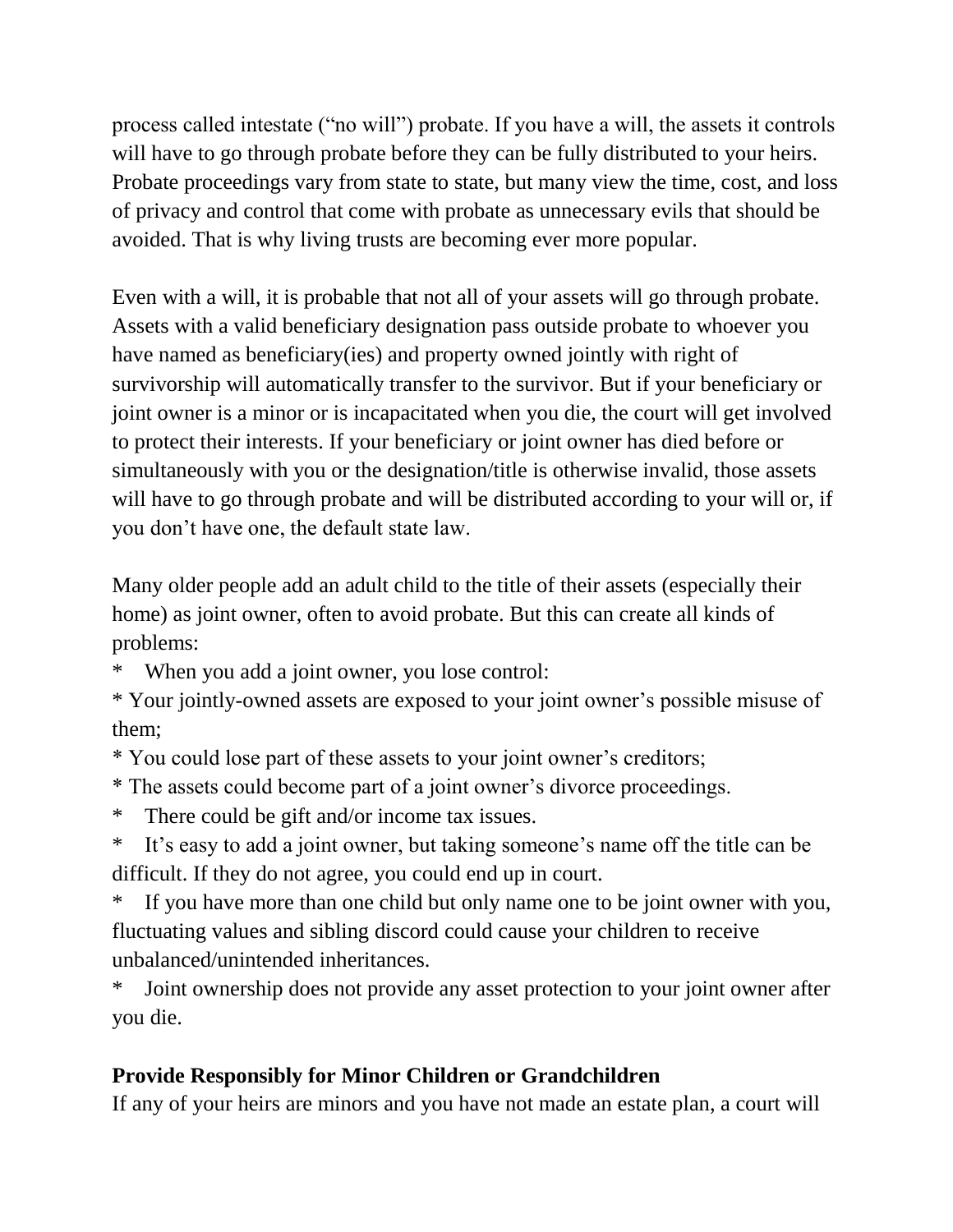process called intestate ("no will") probate. If you have a will, the assets it controls will have to go through probate before they can be fully distributed to your heirs. Probate proceedings vary from state to state, but many view the time, cost, and loss of privacy and control that come with probate as unnecessary evils that should be avoided. That is why living trusts are becoming ever more popular.

Even with a will, it is probable that not all of your assets will go through probate. Assets with a valid beneficiary designation pass outside probate to whoever you have named as beneficiary(ies) and property owned jointly with right of survivorship will automatically transfer to the survivor. But if your beneficiary or joint owner is a minor or is incapacitated when you die, the court will get involved to protect their interests. If your beneficiary or joint owner has died before or simultaneously with you or the designation/title is otherwise invalid, those assets will have to go through probate and will be distributed according to your will or, if you don't have one, the default state law.

Many older people add an adult child to the title of their assets (especially their home) as joint owner, often to avoid probate. But this can create all kinds of problems:

* When you add a joint owner, you lose control:
* Your jointly-owned assets are exposed to your joint owner's possible misuse of them;
* You could lose part of these assets to your joint owner's creditors;
* The assets could become part of a joint owner's divorce proceedings.
* There could be gift and/or income tax issues.
* It's easy to add a joint owner, but taking someone's name off the title can be difficult. If they do not agree, you could end up in court.
* If you have more than one child but only name one to be joint owner with you, fluctuating values and sibling discord could cause your children to receive unbalanced/unintended inheritances.
* Joint ownership does not provide any asset protection to your joint owner after you die.

**Provide Responsibly for Minor Children or Grandchildren**

If any of your heirs are minors and you have not made an estate plan, a court will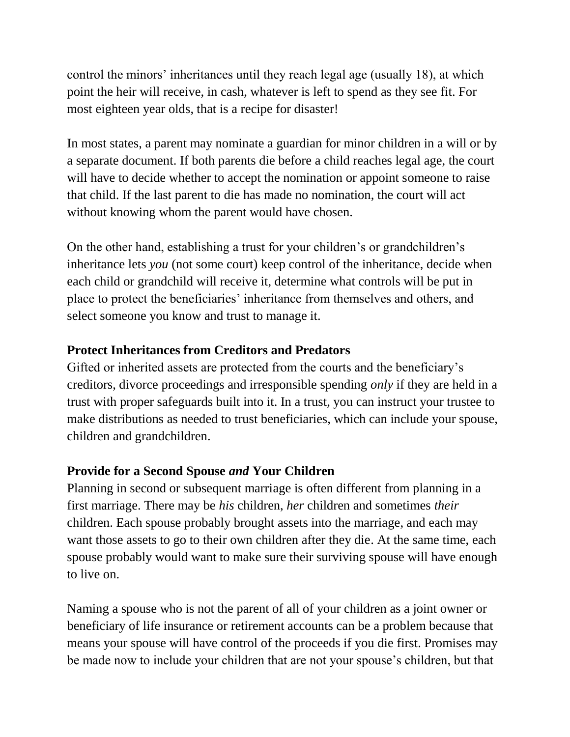control the minors' inheritances until they reach legal age (usually 18), at which point the heir will receive, in cash, whatever is left to spend as they see fit. For most eighteen year olds, that is a recipe for disaster!

In most states, a parent may nominate a guardian for minor children in a will or by a separate document. If both parents die before a child reaches legal age, the court will have to decide whether to accept the nomination or appoint someone to raise that child. If the last parent to die has made no nomination, the court will act without knowing whom the parent would have chosen.

On the other hand, establishing a trust for your children's or grandchildren's inheritance lets *you* (not some court) keep control of the inheritance, decide when each child or grandchild will receive it, determine what controls will be put in place to protect the beneficiaries' inheritance from themselves and others, and select someone you know and trust to manage it.

**Protect Inheritances from Creditors and Predators**

Gifted or inherited assets are protected from the courts and the beneficiary's creditors, divorce proceedings and irresponsible spending *only* if they are held in a trust with proper safeguards built into it. In a trust, you can instruct your trustee to make distributions as needed to trust beneficiaries, which can include your spouse, children and grandchildren.

**Provide for a Second Spouse *and* Your Children**

Planning in second or subsequent marriage is often different from planning in a first marriage. There may be *his* children, *her* children and sometimes *their* children. Each spouse probably brought assets into the marriage, and each may want those assets to go to their own children after they die. At the same time, each spouse probably would want to make sure their surviving spouse will have enough to live on.

Naming a spouse who is not the parent of all of your children as a joint owner or beneficiary of life insurance or retirement accounts can be a problem because that means your spouse will have control of the proceeds if you die first. Promises may be made now to include your children that are not your spouse's children, but that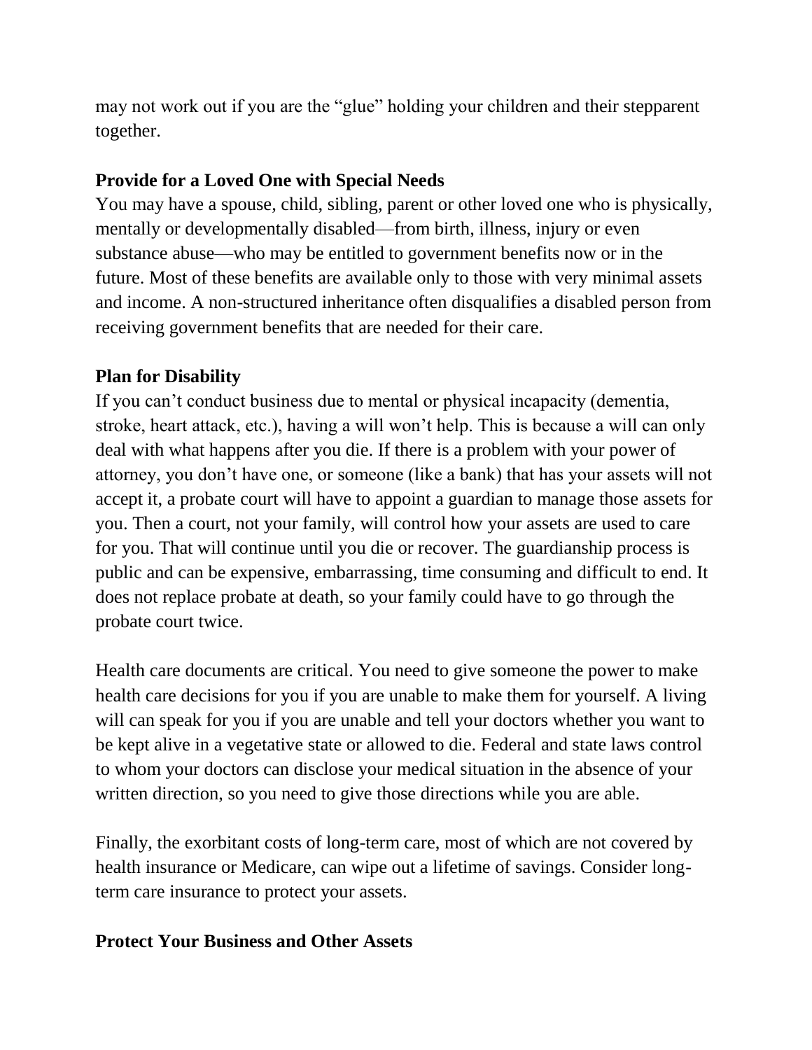may not work out if you are the “glue” holding your children and their stepparent together.

**Provide for a Loved One with Special Needs**

You may have a spouse, child, sibling, parent or other loved one who is physically, mentally or developmentally disabled—from birth, illness, injury or even substance abuse—who may be entitled to government benefits now or in the future. Most of these benefits are available only to those with very minimal assets and income. A non-structured inheritance often disqualifies a disabled person from receiving government benefits that are needed for their care.

**Plan for Disability**

If you can’t conduct business due to mental or physical incapacity (dementia, stroke, heart attack, etc.), having a will won’t help. This is because a will can only deal with what happens after you die. If there is a problem with your power of attorney, you don’t have one, or someone (like a bank) that has your assets will not accept it, a probate court will have to appoint a guardian to manage those assets for you. Then a court, not your family, will control how your assets are used to care for you. That will continue until you die or recover. The guardianship process is public and can be expensive, embarrassing, time consuming and difficult to end. It does not replace probate at death, so your family could have to go through the probate court twice.

Health care documents are critical. You need to give someone the power to make health care decisions for you if you are unable to make them for yourself. A living will can speak for you if you are unable and tell your doctors whether you want to be kept alive in a vegetative state or allowed to die. Federal and state laws control to whom your doctors can disclose your medical situation in the absence of your written direction, so you need to give those directions while you are able.

Finally, the exorbitant costs of long-term care, most of which are not covered by health insurance or Medicare, can wipe out a lifetime of savings. Consider long-term care insurance to protect your assets.

**Protect Your Business and Other Assets**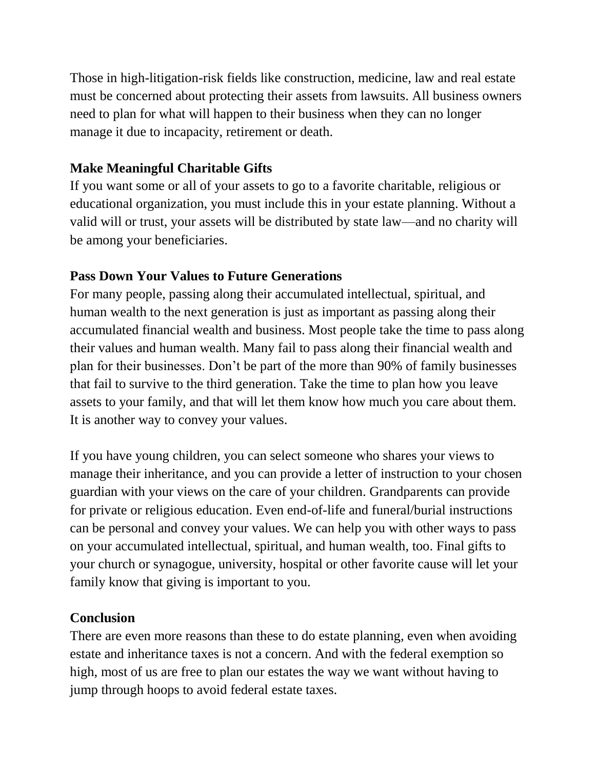Those in high-litigation-risk fields like construction, medicine, law and real estate must be concerned about protecting their assets from lawsuits. All business owners need to plan for what will happen to their business when they can no longer manage it due to incapacity, retirement or death.

**Make Meaningful Charitable Gifts**

If you want some or all of your assets to go to a favorite charitable, religious or educational organization, you must include this in your estate planning. Without a valid will or trust, your assets will be distributed by state law—and no charity will be among your beneficiaries.

**Pass Down Your Values to Future Generations**

For many people, passing along their accumulated intellectual, spiritual, and human wealth to the next generation is just as important as passing along their accumulated financial wealth and business. Most people take the time to pass along their values and human wealth. Many fail to pass along their financial wealth and plan for their businesses. Don't be part of the more than 90% of family businesses that fail to survive to the third generation. Take the time to plan how you leave assets to your family, and that will let them know how much you care about them. It is another way to convey your values.

If you have young children, you can select someone who shares your views to manage their inheritance, and you can provide a letter of instruction to your chosen guardian with your views on the care of your children. Grandparents can provide for private or religious education. Even end-of-life and funeral/burial instructions can be personal and convey your values. We can help you with other ways to pass on your accumulated intellectual, spiritual, and human wealth, too. Final gifts to your church or synagogue, university, hospital or other favorite cause will let your family know that giving is important to you.

**Conclusion**

There are even more reasons than these to do estate planning, even when avoiding estate and inheritance taxes is not a concern. And with the federal exemption so high, most of us are free to plan our estates the way we want without having to jump through hoops to avoid federal estate taxes.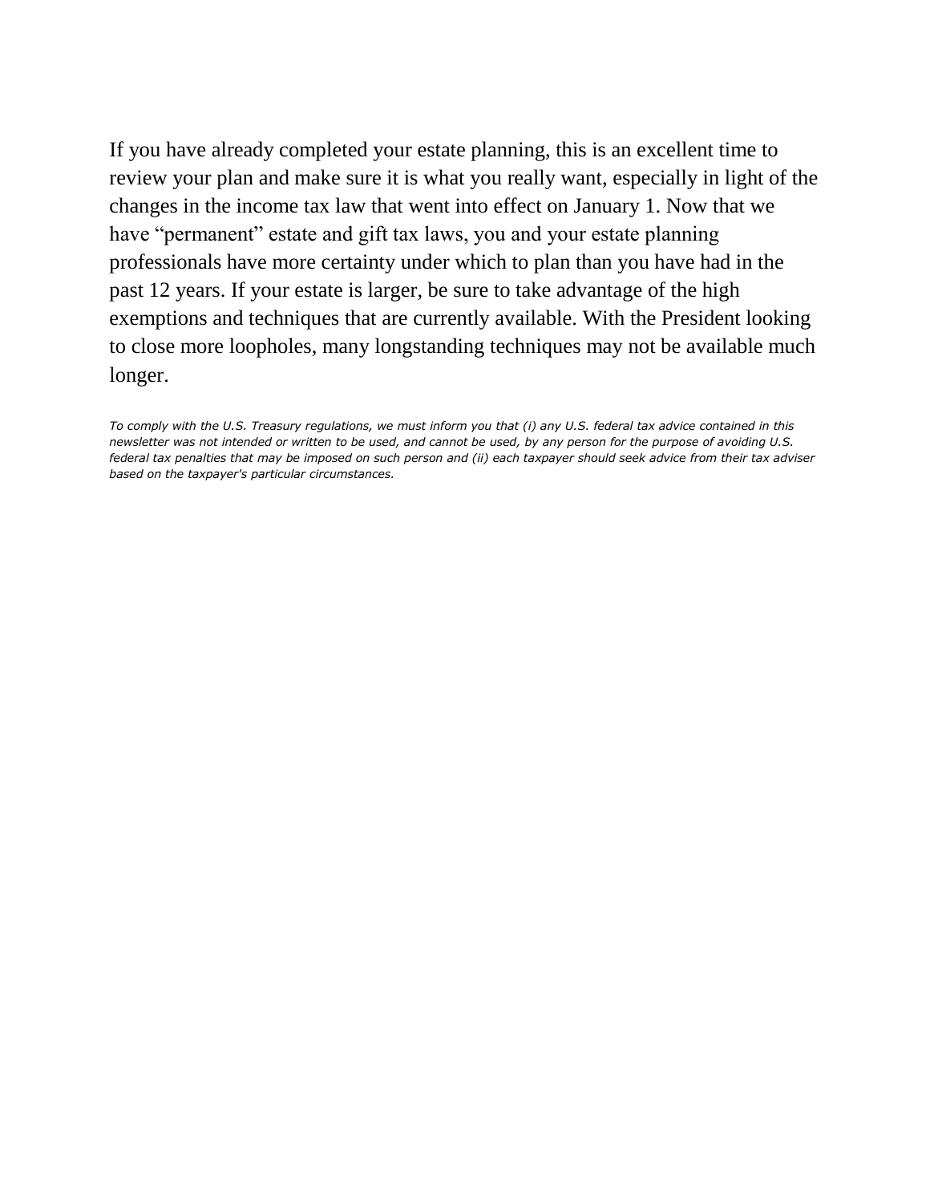If you have already completed your estate planning, this is an excellent time to review your plan and make sure it is what you really want, especially in light of the changes in the income tax law that went into effect on January 1. Now that we have "permanent" estate and gift tax laws, you and your estate planning professionals have more certainty under which to plan than you have had in the past 12 years. If your estate is larger, be sure to take advantage of the high exemptions and techniques that are currently available. With the President looking to close more loopholes, many longstanding techniques may not be available much longer.

*To comply with the U.S. Treasury regulations, we must inform you that (i) any U.S. federal tax advice contained in this newsletter was not intended or written to be used, and cannot be used, by any person for the purpose of avoiding U.S. federal tax penalties that may be imposed on such person and (ii) each taxpayer should seek advice from their tax adviser based on the taxpayer's particular circumstances.*